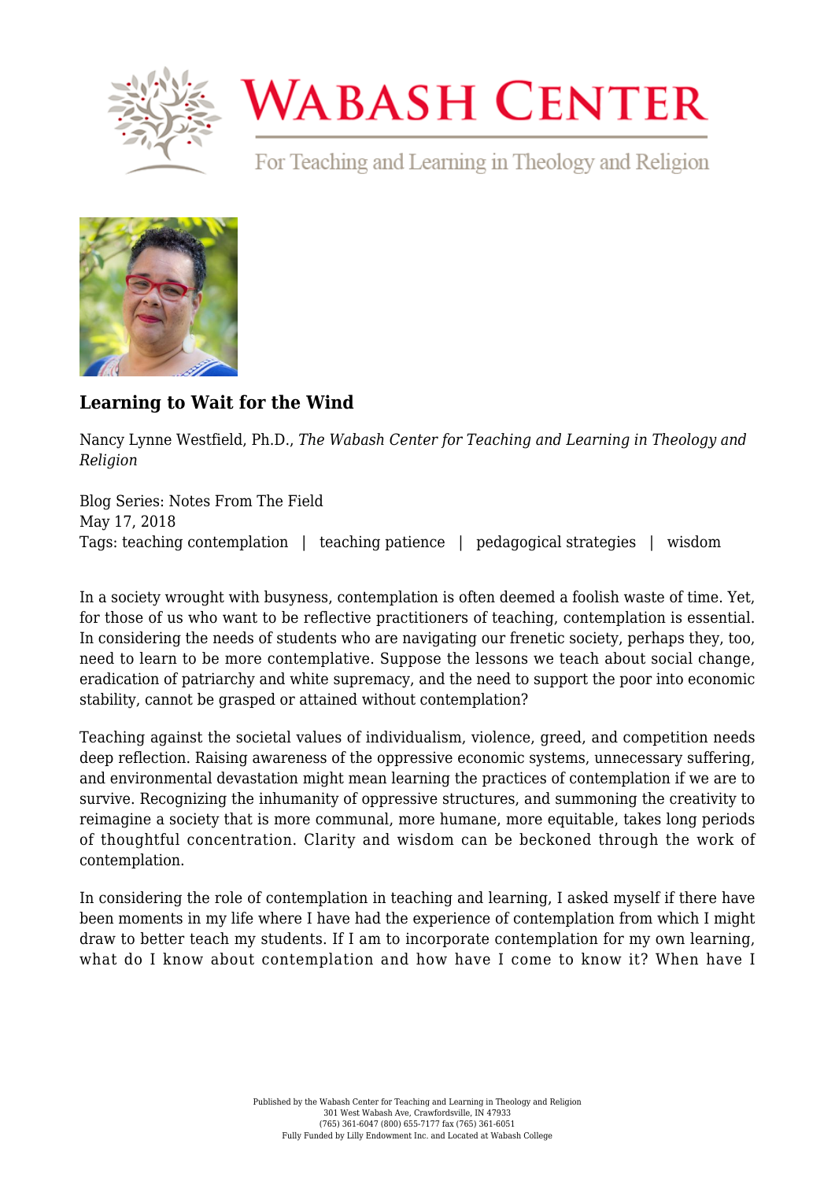# Learning to Wait for the Wind

Nancy Lynne Westfield, Ph.D., *The Wabash Center for Teaching and Learning in Theology and Religion*

Blog Series: Notes From The Field
May 17, 2018
Tags: teaching contemplation | teaching patience | pedagogical strategies | wisdom

In a society wrought with busyness, contemplation is often deemed a foolish waste of time. Yet, for those of us who want to be reflective practitioners of teaching, contemplation is essential. In considering the needs of students who are navigating our frenetic society, perhaps they, too, need to learn to be more contemplative. Suppose the lessons we teach about social change, eradication of patriarchy and white supremacy, and the need to support the poor into economic stability, cannot be grasped or attained without contemplation?

Teaching against the societal values of individualism, violence, greed, and competition needs deep reflection. Raising awareness of the oppressive economic systems, unnecessary suffering, and environmental devastation might mean learning the practices of contemplation if we are to survive. Recognizing the inhumanity of oppressive structures, and summoning the creativity to reimagine a society that is more communal, more humane, more equitable, takes long periods of thoughtful concentration. Clarity and wisdom can be beckoned through the work of contemplation.

In considering the role of contemplation in teaching and learning, I asked myself if there have been moments in my life where I have had the experience of contemplation from which I might draw to better teach my students. If I am to incorporate contemplation for my own learning, what do I know about contemplation and how have I come to know it? When have I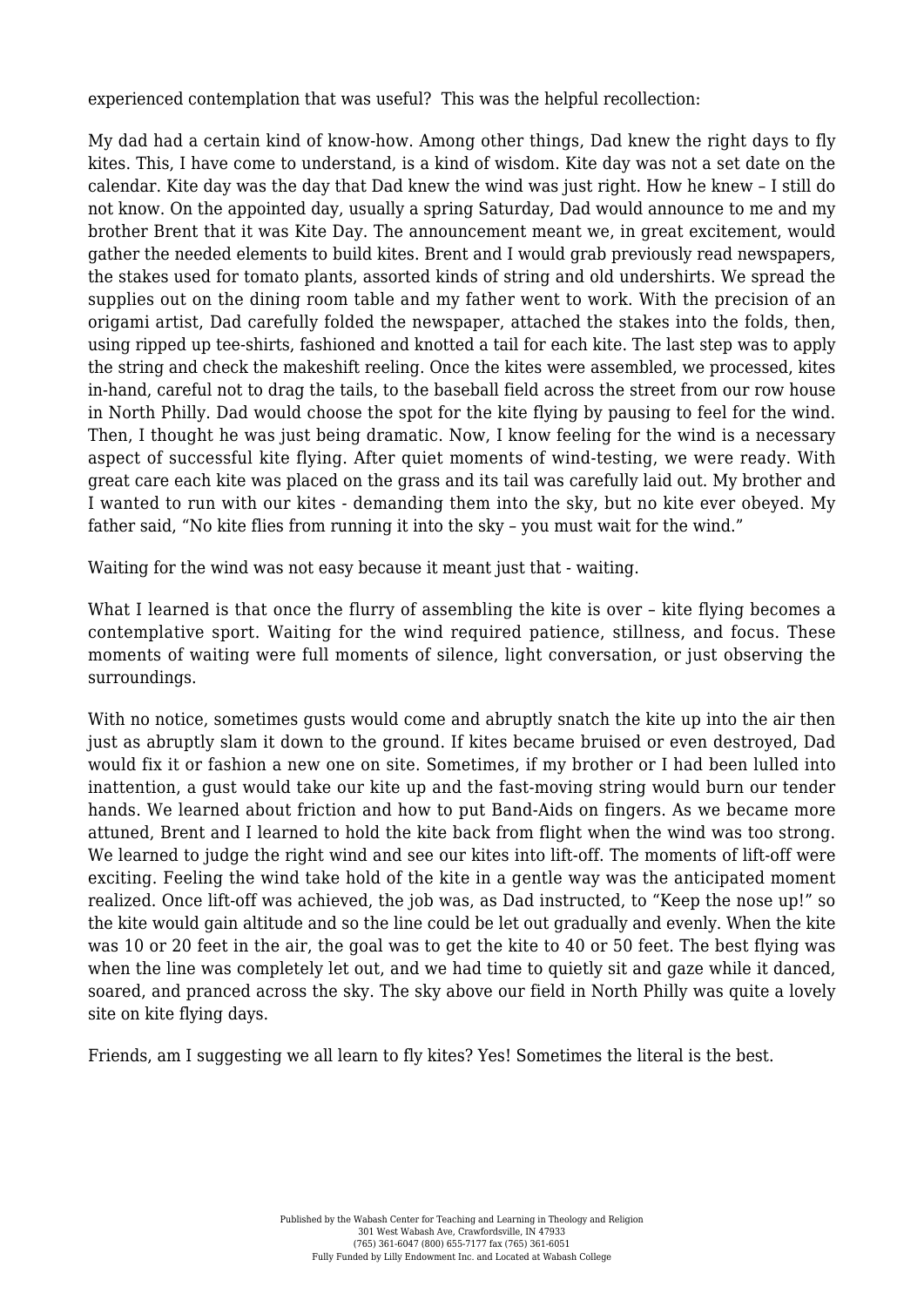experienced contemplation that was useful? This was the helpful recollection:

My dad had a certain kind of know-how. Among other things, Dad knew the right days to fly kites. This, I have come to understand, is a kind of wisdom. Kite day was not a set date on the calendar. Kite day was the day that Dad knew the wind was just right. How he knew – I still do not know. On the appointed day, usually a spring Saturday, Dad would announce to me and my brother Brent that it was Kite Day. The announcement meant we, in great excitement, would gather the needed elements to build kites. Brent and I would grab previously read newspapers, the stakes used for tomato plants, assorted kinds of string and old undershirts. We spread the supplies out on the dining room table and my father went to work. With the precision of an origami artist, Dad carefully folded the newspaper, attached the stakes into the folds, then, using ripped up tee-shirts, fashioned and knotted a tail for each kite. The last step was to apply the string and check the makeshift reeling. Once the kites were assembled, we processed, kites in-hand, careful not to drag the tails, to the baseball field across the street from our row house in North Philly. Dad would choose the spot for the kite flying by pausing to feel for the wind. Then, I thought he was just being dramatic. Now, I know feeling for the wind is a necessary aspect of successful kite flying. After quiet moments of wind-testing, we were ready. With great care each kite was placed on the grass and its tail was carefully laid out. My brother and I wanted to run with our kites - demanding them into the sky, but no kite ever obeyed. My father said, "No kite flies from running it into the sky – you must wait for the wind."

Waiting for the wind was not easy because it meant just that - waiting.

What I learned is that once the flurry of assembling the kite is over – kite flying becomes a contemplative sport. Waiting for the wind required patience, stillness, and focus. These moments of waiting were full moments of silence, light conversation, or just observing the surroundings.

With no notice, sometimes gusts would come and abruptly snatch the kite up into the air then just as abruptly slam it down to the ground. If kites became bruised or even destroyed, Dad would fix it or fashion a new one on site. Sometimes, if my brother or I had been lulled into inattention, a gust would take our kite up and the fast-moving string would burn our tender hands. We learned about friction and how to put Band-Aids on fingers. As we became more attuned, Brent and I learned to hold the kite back from flight when the wind was too strong. We learned to judge the right wind and see our kites into lift-off. The moments of lift-off were exciting. Feeling the wind take hold of the kite in a gentle way was the anticipated moment realized. Once lift-off was achieved, the job was, as Dad instructed, to "Keep the nose up!" so the kite would gain altitude and so the line could be let out gradually and evenly. When the kite was 10 or 20 feet in the air, the goal was to get the kite to 40 or 50 feet. The best flying was when the line was completely let out, and we had time to quietly sit and gaze while it danced, soared, and pranced across the sky. The sky above our field in North Philly was quite a lovely site on kite flying days.

Friends, am I suggesting we all learn to fly kites? Yes! Sometimes the literal is the best.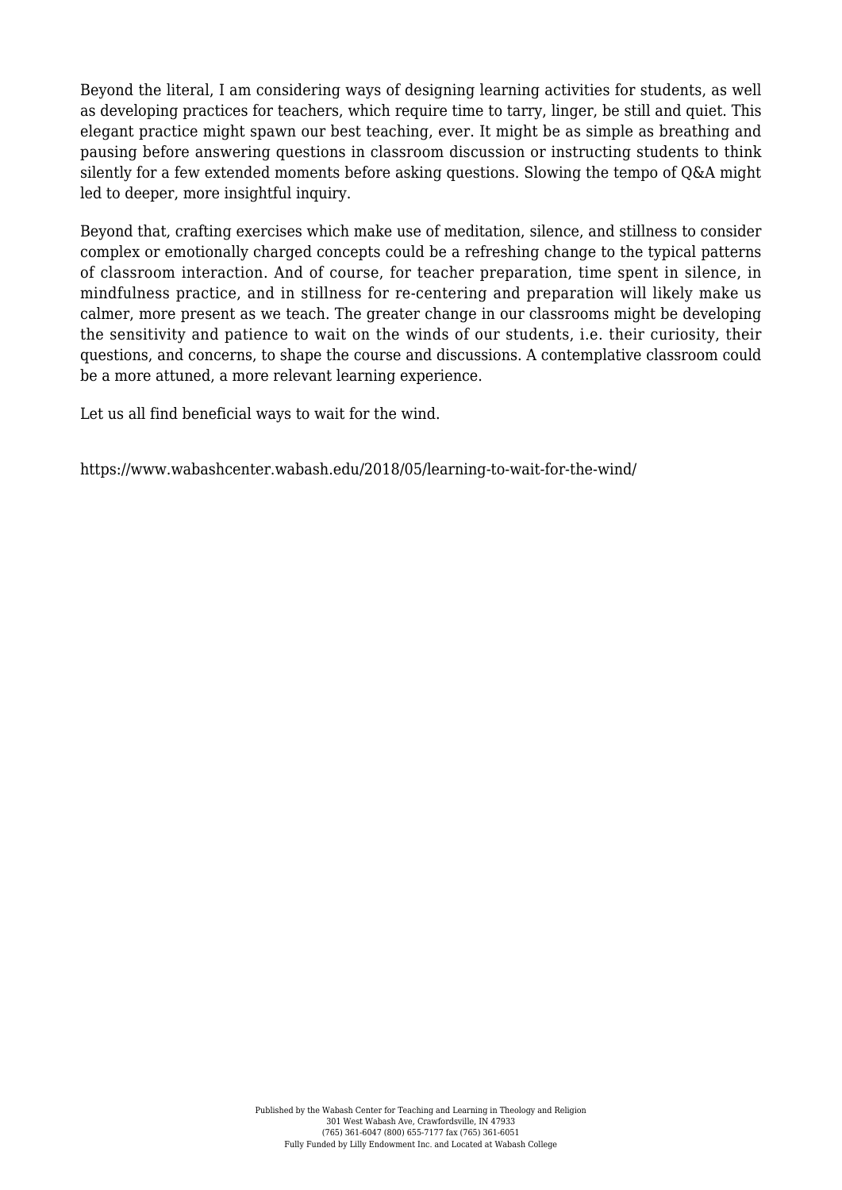Beyond the literal, I am considering ways of designing learning activities for students, as well as developing practices for teachers, which require time to tarry, linger, be still and quiet. This elegant practice might spawn our best teaching, ever. It might be as simple as breathing and pausing before answering questions in classroom discussion or instructing students to think silently for a few extended moments before asking questions. Slowing the tempo of Q&A might led to deeper, more insightful inquiry.

Beyond that, crafting exercises which make use of meditation, silence, and stillness to consider complex or emotionally charged concepts could be a refreshing change to the typical patterns of classroom interaction. And of course, for teacher preparation, time spent in silence, in mindfulness practice, and in stillness for re-centering and preparation will likely make us calmer, more present as we teach. The greater change in our classrooms might be developing the sensitivity and patience to wait on the winds of our students, i.e. their curiosity, their questions, and concerns, to shape the course and discussions. A contemplative classroom could be a more attuned, a more relevant learning experience.

Let us all find beneficial ways to wait for the wind.

https://www.wabashcenter.wabash.edu/2018/05/learning-to-wait-for-the-wind/